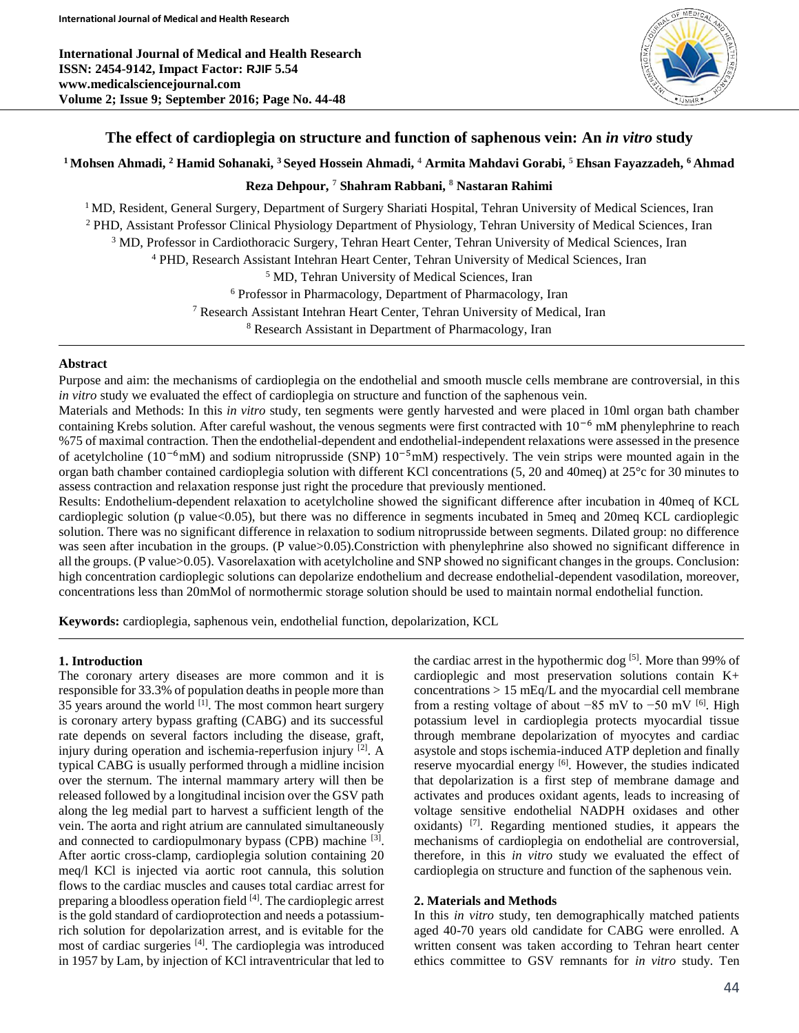# The effect of cardioplegia on structure and function of saphenous vein: An *in vitro* study

**[1] Mohsen Ahmadi, [2] Hamid Sohanaki, [3] Seyed Hossein Ahmadi, [4] Armita Mahdavi Gorabi, [5] Ehsan Fayazzadeh, [6] Ahmad Reza Dehpour, [7] Shahram Rabbani, [8] Nastaran Rahimi**

[1] MD, Resident, General Surgery, Department of Surgery Shariati Hospital, Tehran University of Medical Sciences, Iran
[2] PHD, Assistant Professor Clinical Physiology Department of Physiology, Tehran University of Medical Sciences, Iran
[3] MD, Professor in Cardiothoracic Surgery, Tehran Heart Center, Tehran University of Medical Sciences, Iran
[4] PHD, Research Assistant Intehran Heart Center, Tehran University of Medical Sciences, Iran
[5] MD, Tehran University of Medical Sciences, Iran
[6] Professor in Pharmacology, Department of Pharmacology, Iran
[7] Research Assistant Intehran Heart Center, Tehran University of Medical, Iran
[8] Research Assistant in Department of Pharmacology, Iran

## Abstract

Purpose and aim: the mechanisms of cardioplegia on the endothelial and smooth muscle cells membrane are controversial, in this *in vitro* study we evaluated the effect of cardioplegia on structure and function of the saphenous vein.

Materials and Methods: In this *in vitro* study, ten segments were gently harvested and were placed in 10ml organ bath chamber containing Krebs solution. After careful washout, the venous segments were first contracted with $10^{-6}$ mM phenylephrine to reach %75 of maximal contraction. Then the endothelial-dependent and endothelial-independent relaxations were assessed in the presence of acetylcholine ($10^{-6}$mM) and sodium nitroprusside (SNP) $10^{-5}$mM) respectively. The vein strips were mounted again in the organ bath chamber contained cardioplegia solution with different KCl concentrations (5, 20 and 40meq) at 25°c for 30 minutes to assess contraction and relaxation response just right the procedure that previously mentioned.

Results: Endothelium-dependent relaxation to acetylcholine showed the significant difference after incubation in 40meq of KCL cardioplegic solution (p value<0.05), but there was no difference in segments incubated in 5meq and 20meq KCL cardioplegic solution. There was no significant difference in relaxation to sodium nitroprusside between segments. Dilated group: no difference was seen after incubation in the groups. (P value>0.05).Constriction with phenylephrine also showed no significant difference in all the groups. (P value>0.05). Vasorelaxation with acetylcholine and SNP showed no significant changes in the groups. Conclusion: high concentration cardioplegic solutions can depolarize endothelium and decrease endothelial-dependent vasodilation, moreover, concentrations less than 20mMol of normothermic storage solution should be used to maintain normal endothelial function.

**Keywords:** cardioplegia, saphenous vein, endothelial function, depolarization, KCL

## 1. Introduction

The coronary artery diseases are more common and it is responsible for 33.3% of population deaths in people more than 35 years around the world [1]. The most common heart surgery is coronary artery bypass grafting (CABG) and its successful rate depends on several factors including the disease, graft, injury during operation and ischemia-reperfusion injury [2]. A typical CABG is usually performed through a midline incision over the sternum. The internal mammary artery will then be released followed by a longitudinal incision over the GSV path along the leg medial part to harvest a sufficient length of the vein. The aorta and right atrium are cannulated simultaneously and connected to cardiopulmonary bypass (CPB) machine [3]. After aortic cross-clamp, cardioplegia solution containing 20 meq/l KCl is injected via aortic root cannula, this solution flows to the cardiac muscles and causes total cardiac arrest for preparing a bloodless operation field [4]. The cardioplegic arrest is the gold standard of cardioprotection and needs a potassium-rich solution for depolarization arrest, and is evitable for the most of cardiac surgeries [4]. The cardioplegia was introduced in 1957 by Lam, by injection of KCl intraventricular that led to the cardiac arrest in the hypothermic dog [5]. More than 99% of cardioplegic and most preservation solutions contain K+ concentrations > 15 mEq/L and the myocardial cell membrane from a resting voltage of about −85 mV to −50 mV [6]. High potassium level in cardioplegia protects myocardial tissue through membrane depolarization of myocytes and cardiac asystole and stops ischemia-induced ATP depletion and finally reserve myocardial energy [6]. However, the studies indicated that depolarization is a first step of membrane damage and activates and produces oxidant agents, leads to increasing of voltage sensitive endothelial NADPH oxidases and other oxidants) [7]. Regarding mentioned studies, it appears the mechanisms of cardioplegia on endothelial are controversial, therefore, in this *in vitro* study we evaluated the effect of cardioplegia on structure and function of the saphenous vein.

## 2. Materials and Methods

In this *in vitro* study, ten demographically matched patients aged 40-70 years old candidate for CABG were enrolled. A written consent was taken according to Tehran heart center ethics committee to GSV remnants for *in vitro* study. Ten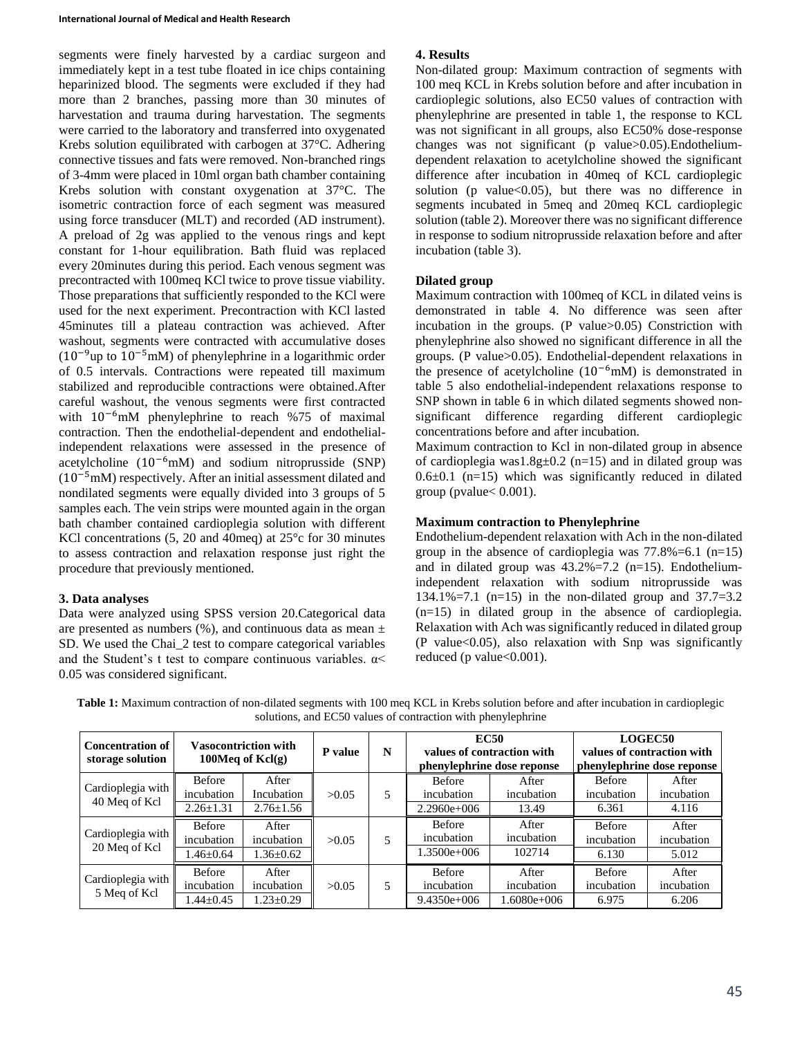segments were finely harvested by a cardiac surgeon and immediately kept in a test tube floated in ice chips containing heparinized blood. The segments were excluded if they had more than 2 branches, passing more than 30 minutes of harvestation and trauma during harvestation. The segments were carried to the laboratory and transferred into oxygenated Krebs solution equilibrated with carbogen at 37°C. Adhering connective tissues and fats were removed. Non-branched rings of 3-4mm were placed in 10ml organ bath chamber containing Krebs solution with constant oxygenation at 37°C. The isometric contraction force of each segment was measured using force transducer (MLT) and recorded (AD instrument). A preload of 2g was applied to the venous rings and kept constant for 1-hour equilibration. Bath fluid was replaced every 20minutes during this period. Each venous segment was precontracted with 100meq KCl twice to prove tissue viability. Those preparations that sufficiently responded to the KCl were used for the next experiment. Precontraction with KCl lasted 45minutes till a plateau contraction was achieved. After washout, segments were contracted with accumulative doses ($10^{-9}$up to $10^{-5}$mM) of phenylephrine in a logarithmic order of 0.5 intervals. Contractions were repeated till maximum stabilized and reproducible contractions were obtained.After careful washout, the venous segments were first contracted with $10^{-6}$mM phenylephrine to reach %75 of maximal contraction. Then the endothelial-dependent and endothelial-independent relaxations were assessed in the presence of acetylcholine ($10^{-6}$mM) and sodium nitroprusside (SNP) ($10^{-5}$mM) respectively. After an initial assessment dilated and nondilated segments were equally divided into 3 groups of 5 samples each. The vein strips were mounted again in the organ bath chamber contained cardioplegia solution with different KCl concentrations (5, 20 and 40meq) at 25°c for 30 minutes to assess contraction and relaxation response just right the procedure that previously mentioned.

## 3. Data analyses

Data were analyzed using SPSS version 20.Categorical data are presented as numbers (%), and continuous data as mean ± SD. We used the Chai_2 test to compare categorical variables and the Student's t test to compare continuous variables. $\alpha<$ 0.05 was considered significant.

## 4. Results

Non-dilated group: Maximum contraction of segments with 100 meq KCL in Krebs solution before and after incubation in cardioplegic solutions, also EC50 values of contraction with phenylephrine are presented in table 1, the response to KCL was not significant in all groups, also EC50% dose-response changes was not significant (p value>0.05).Endothelium-dependent relaxation to acetylcholine showed the significant difference after incubation in 40meq of KCL cardioplegic solution (p value<0.05), but there was no difference in segments incubated in 5meq and 20meq KCL cardioplegic solution (table 2). Moreover there was no significant difference in response to sodium nitroprusside relaxation before and after incubation (table 3).

### Dilated group

Maximum contraction with 100meq of KCL in dilated veins is demonstrated in table 4. No difference was seen after incubation in the groups. (P value>0.05) Constriction with phenylephrine also showed no significant difference in all the groups. (P value>0.05). Endothelial-dependent relaxations in the presence of acetylcholine ($10^{-6}$mM) is demonstrated in table 5 also endothelial-independent relaxations response to SNP shown in table 6 in which dilated segments showed non-significant difference regarding different cardioplegic concentrations before and after incubation.

Maximum contraction to Kcl in non-dilated group in absence of cardioplegia was1.8g±0.2 (n=15) and in dilated group was 0.6±0.1 (n=15) which was significantly reduced in dilated group (pvalue< 0.001).

### Maximum contraction to Phenylephrine

Endothelium-dependent relaxation with Ach in the non-dilated group in the absence of cardioplegia was 77.8%=6.1 (n=15) and in dilated group was 43.2%=7.2 (n=15). Endothelium-independent relaxation with sodium nitroprusside was 134.1%=7.1 (n=15) in the non-dilated group and 37.7=3.2 (n=15) in dilated group in the absence of cardioplegia. Relaxation with Ach was significantly reduced in dilated group (P value<0.05), also relaxation with Snp was significantly reduced (p value<0.001).

**Table 1:** Maximum contraction of non-dilated segments with 100 meq KCL in Krebs solution before and after incubation in cardioplegic solutions, and EC50 values of contraction with phenylephrine

| Concentration of storage solution | Vasocontriction with 100Meq of Kcl(g) | | P value | N | EC50 values of contraction with phenylephrine dose reponse | | LOGEC50 values of contraction with phenylephrine dose reponse | |
|---|---|---|---|---|---|---|---|---|
| Cardioplegia with 40 Meq of Kcl | Before incubation | After Incubation | >0.05 | 5 | Before incubation | After incubation | Before incubation | After incubation |
| | 2.26±1.31 | 2.76±1.56 | | | 2.2960e+006 | 13.49 | 6.361 | 4.116 |
| Cardioplegia with 20 Meq of Kcl | Before incubation | After incubation | >0.05 | 5 | Before incubation | After incubation | Before incubation | After incubation |
| | 1.46±0.64 | 1.36±0.62 | | | 1.3500e+006 | 102714 | 6.130 | 5.012 |
| Cardioplegia with 5 Meq of Kcl | Before incubation | After incubation | >0.05 | 5 | Before incubation | After incubation | Before incubation | After incubation |
| | 1.44±0.45 | 1.23±0.29 | | | 9.4350e+006 | 1.6080e+006 | 6.975 | 6.206 |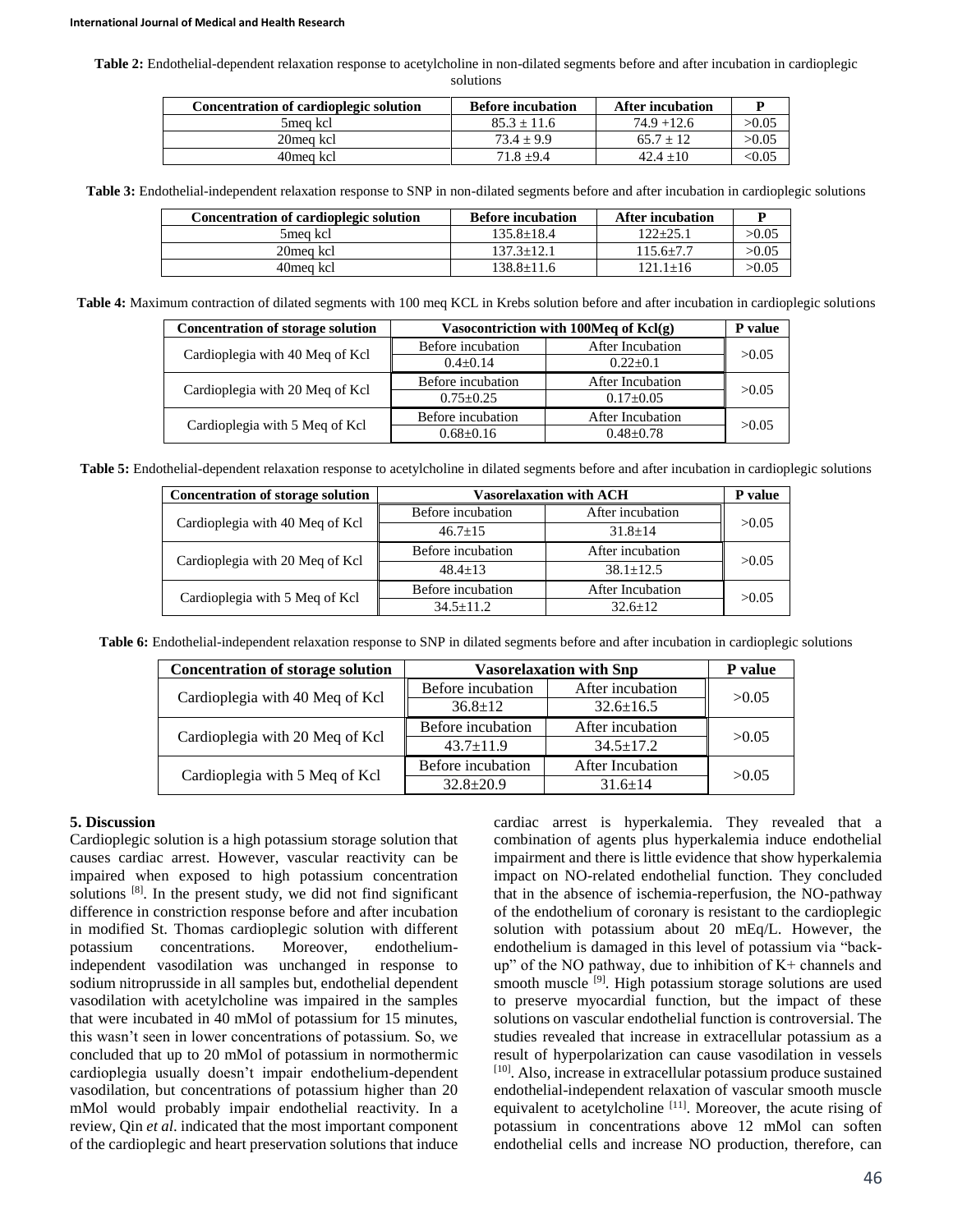**Table 2:** Endothelial-dependent relaxation response to acetylcholine in non-dilated segments before and after incubation in cardioplegic solutions

| Concentration of cardioplegic solution | Before incubation | After incubation | P |
|---|---|---|---|
| 5meq kcl | 85.3 ± 11.6 | 74.9 +12.6 | >0.05 |
| 20meq kcl | 73.4 ± 9.9 | 65.7 ± 12 | >0.05 |
| 40meq kcl | 71.8 ±9.4 | 42.4 ±10 | <0.05 |

**Table 3:** Endothelial-independent relaxation response to SNP in non-dilated segments before and after incubation in cardioplegic solutions

| Concentration of cardioplegic solution | Before incubation | After incubation | P |
|---|---|---|---|
| 5meq kcl | 135.8±18.4 | 122±25.1 | >0.05 |
| 20meq kcl | 137.3±12.1 | 115.6±7.7 | >0.05 |
| 40meq kcl | 138.8±11.6 | 121.1±16 | >0.05 |

**Table 4:** Maximum contraction of dilated segments with 100 meq KCL in Krebs solution before and after incubation in cardioplegic solutions

| Concentration of storage solution | Vasocontriction with 100Meq of Kcl(g) | | P value |
|---|---|---|---|
| Cardioplegia with 40 Meq of Kcl | Before incubation | After Incubation | >0.05 |
| | 0.4±0.14 | 0.22±0.1 | |
| Cardioplegia with 20 Meq of Kcl | Before incubation | After Incubation | >0.05 |
| | 0.75±0.25 | 0.17±0.05 | |
| Cardioplegia with 5 Meq of Kcl | Before incubation | After Incubation | >0.05 |
| | 0.68±0.16 | 0.48±0.78 | |

**Table 5:** Endothelial-dependent relaxation response to acetylcholine in dilated segments before and after incubation in cardioplegic solutions

| Concentration of storage solution | Vasorelaxation with ACH | | P value |
|---|---|---|---|
| Cardioplegia with 40 Meq of Kcl | Before incubation | After incubation | >0.05 |
| | 46.7±15 | 31.8±14 | |
| Cardioplegia with 20 Meq of Kcl | Before incubation | After incubation | >0.05 |
| | 48.4±13 | 38.1±12.5 | |
| Cardioplegia with 5 Meq of Kcl | Before incubation | After Incubation | >0.05 |
| | 34.5±11.2 | 32.6±12 | |

**Table 6:** Endothelial-independent relaxation response to SNP in dilated segments before and after incubation in cardioplegic solutions

| Concentration of storage solution | Vasorelaxation with Snp | | P value |
|---|---|---|---|
| Cardioplegia with 40 Meq of Kcl | Before incubation | After incubation | >0.05 |
| | 36.8±12 | 32.6±16.5 | |
| Cardioplegia with 20 Meq of Kcl | Before incubation | After incubation | >0.05 |
| | 43.7±11.9 | 34.5±17.2 | |
| Cardioplegia with 5 Meq of Kcl | Before incubation | After Incubation | >0.05 |
| | 32.8±20.9 | 31.6±14 | |

## 5. Discussion

Cardioplegic solution is a high potassium storage solution that causes cardiac arrest. However, vascular reactivity can be impaired when exposed to high potassium concentration solutions [8]. In the present study, we did not find significant difference in constriction response before and after incubation in modified St. Thomas cardioplegic solution with different potassium concentrations. Moreover, endothelium-independent vasodilation was unchanged in response to sodium nitroprusside in all samples but, endothelial dependent vasodilation with acetylcholine was impaired in the samples that were incubated in 40 mMol of potassium for 15 minutes, this wasn't seen in lower concentrations of potassium. So, we concluded that up to 20 mMol of potassium in normothermic cardioplegia usually doesn't impair endothelium-dependent vasodilation, but concentrations of potassium higher than 20 mMol would probably impair endothelial reactivity. In a review, Qin *et al*. indicated that the most important component of the cardioplegic and heart preservation solutions that induce cardiac arrest is hyperkalemia. They revealed that a combination of agents plus hyperkalemia induce endothelial impairment and there is little evidence that show hyperkalemia impact on NO-related endothelial function. They concluded that in the absence of ischemia-reperfusion, the NO-pathway of the endothelium of coronary is resistant to the cardioplegic solution with potassium about 20 mEq/L. However, the endothelium is damaged in this level of potassium via "back-up" of the NO pathway, due to inhibition of K+ channels and smooth muscle [9]. High potassium storage solutions are used to preserve myocardial function, but the impact of these solutions on vascular endothelial function is controversial. The studies revealed that increase in extracellular potassium as a result of hyperpolarization can cause vasodilation in vessels [10]. Also, increase in extracellular potassium produce sustained endothelial-independent relaxation of vascular smooth muscle equivalent to acetylcholine [11]. Moreover, the acute rising of potassium in concentrations above 12 mMol can soften endothelial cells and increase NO production, therefore, can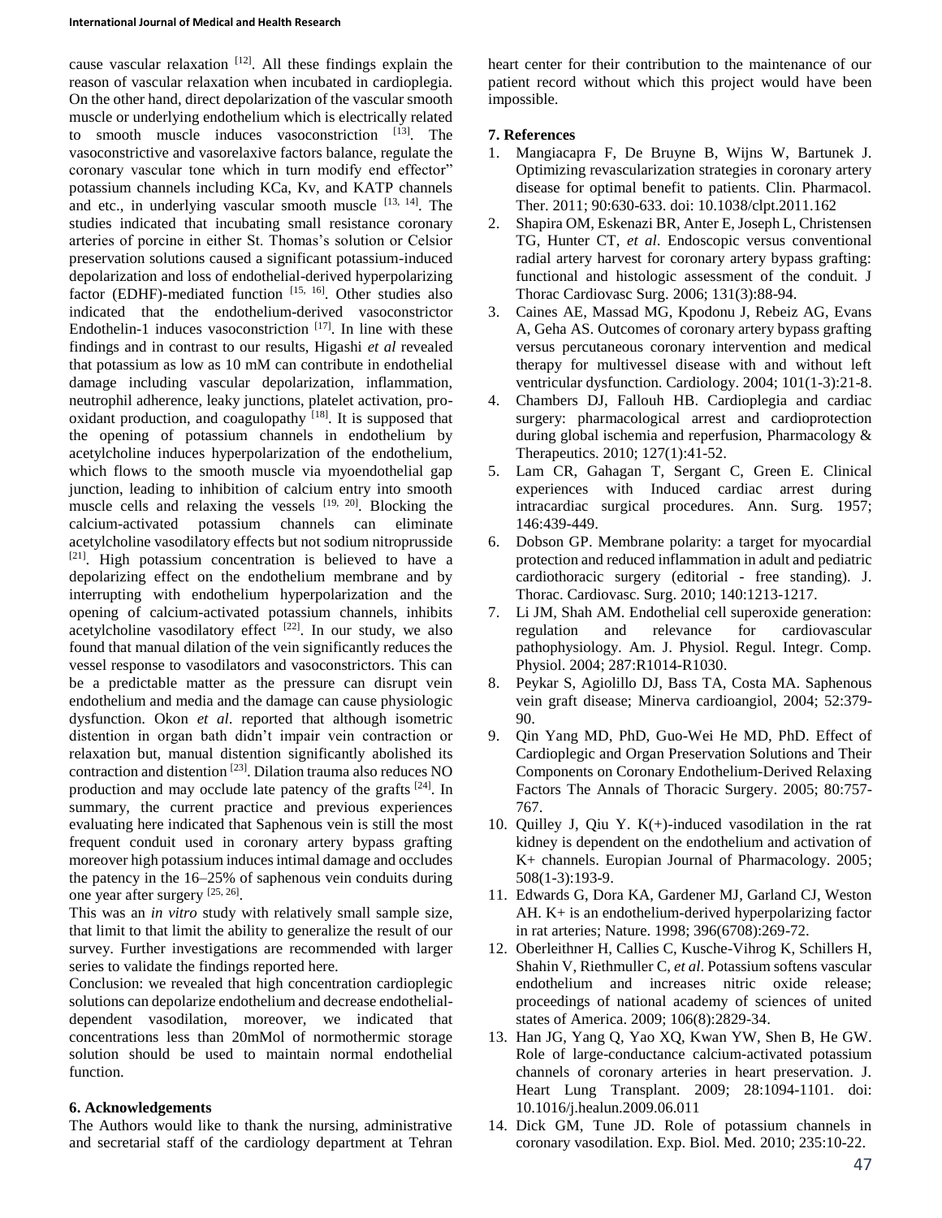cause vascular relaxation [12]. All these findings explain the reason of vascular relaxation when incubated in cardioplegia. On the other hand, direct depolarization of the vascular smooth muscle or underlying endothelium which is electrically related to smooth muscle induces vasoconstriction [13]. The vasoconstrictive and vasorelaxive factors balance, regulate the coronary vascular tone which in turn modify end effector" potassium channels including KCa, Kv, and KATP channels and etc., in underlying vascular smooth muscle [13, 14]. The studies indicated that incubating small resistance coronary arteries of porcine in either St. Thomas's solution or Celsior preservation solutions caused a significant potassium-induced depolarization and loss of endothelial-derived hyperpolarizing factor (EDHF)-mediated function [15, 16]. Other studies also indicated that the endothelium-derived vasoconstrictor Endothelin-1 induces vasoconstriction [17]. In line with these findings and in contrast to our results, Higashi *et al* revealed that potassium as low as 10 mM can contribute in endothelial damage including vascular depolarization, inflammation, neutrophil adherence, leaky junctions, platelet activation, pro-oxidant production, and coagulopathy [18]. It is supposed that the opening of potassium channels in endothelium by acetylcholine induces hyperpolarization of the endothelium, which flows to the smooth muscle via myoendothelial gap junction, leading to inhibition of calcium entry into smooth muscle cells and relaxing the vessels [19, 20]. Blocking the calcium-activated potassium channels can eliminate acetylcholine vasodilatory effects but not sodium nitroprusside [21]. High potassium concentration is believed to have a depolarizing effect on the endothelium membrane and by interrupting with endothelium hyperpolarization and the opening of calcium-activated potassium channels, inhibits acetylcholine vasodilatory effect [22]. In our study, we also found that manual dilation of the vein significantly reduces the vessel response to vasodilators and vasoconstrictors. This can be a predictable matter as the pressure can disrupt vein endothelium and media and the damage can cause physiologic dysfunction. Okon *et al*. reported that although isometric distention in organ bath didn't impair vein contraction or relaxation but, manual distention significantly abolished its contraction and distention [23]. Dilation trauma also reduces NO production and may occlude late patency of the grafts [24]. In summary, the current practice and previous experiences evaluating here indicated that Saphenous vein is still the most frequent conduit used in coronary artery bypass grafting moreover high potassium induces intimal damage and occludes the patency in the 16–25% of saphenous vein conduits during one year after surgery [25, 26].

This was an *in vitro* study with relatively small sample size, that limit to that limit the ability to generalize the result of our survey. Further investigations are recommended with larger series to validate the findings reported here.

Conclusion: we revealed that high concentration cardioplegic solutions can depolarize endothelium and decrease endothelial-dependent vasodilation, moreover, we indicated that concentrations less than 20mMol of normothermic storage solution should be used to maintain normal endothelial function.

## 6. Acknowledgements

The Authors would like to thank the nursing, administrative and secretarial staff of the cardiology department at Tehran heart center for their contribution to the maintenance of our patient record without which this project would have been impossible.

## 7. References

1. Mangiacapra F, De Bruyne B, Wijns W, Bartunek J. Optimizing revascularization strategies in coronary artery disease for optimal benefit to patients. Clin. Pharmacol. Ther. 2011; 90:630-633. doi: 10.1038/clpt.2011.162
2. Shapira OM, Eskenazi BR, Anter E, Joseph L, Christensen TG, Hunter CT, *et al*. Endoscopic versus conventional radial artery harvest for coronary artery bypass grafting: functional and histologic assessment of the conduit. J Thorac Cardiovasc Surg. 2006; 131(3):88-94.
3. Caines AE, Massad MG, Kpodonu J, Rebeiz AG, Evans A, Geha AS. Outcomes of coronary artery bypass grafting versus percutaneous coronary intervention and medical therapy for multivessel disease with and without left ventricular dysfunction. Cardiology. 2004; 101(1-3):21-8.
4. Chambers DJ, Fallouh HB. Cardioplegia and cardiac surgery: pharmacological arrest and cardioprotection during global ischemia and reperfusion, Pharmacology & Therapeutics. 2010; 127(1):41-52.
5. Lam CR, Gahagan T, Sergant C, Green E. Clinical experiences with Induced cardiac arrest during intracardiac surgical procedures. Ann. Surg. 1957; 146:439-449.
6. Dobson GP. Membrane polarity: a target for myocardial protection and reduced inflammation in adult and pediatric cardiothoracic surgery (editorial - free standing). J. Thorac. Cardiovasc. Surg. 2010; 140:1213-1217.
7. Li JM, Shah AM. Endothelial cell superoxide generation: regulation and relevance for cardiovascular pathophysiology. Am. J. Physiol. Regul. Integr. Comp. Physiol. 2004; 287:R1014-R1030.
8. Peykar S, Agiolillo DJ, Bass TA, Costa MA. Saphenous vein graft disease; Minerva cardioangiol, 2004; 52:379-90.
9. Qin Yang MD, PhD, Guo-Wei He MD, PhD. Effect of Cardioplegic and Organ Preservation Solutions and Their Components on Coronary Endothelium-Derived Relaxing Factors The Annals of Thoracic Surgery. 2005; 80:757-767.
10. Quilley J, Qiu Y. K(+)-induced vasodilation in the rat kidney is dependent on the endothelium and activation of K+ channels. Europian Journal of Pharmacology. 2005; 508(1-3):193-9.
11. Edwards G, Dora KA, Gardener MJ, Garland CJ, Weston AH. K+ is an endothelium-derived hyperpolarizing factor in rat arteries; Nature. 1998; 396(6708):269-72.
12. Oberleithner H, Callies C, Kusche-Vihrog K, Schillers H, Shahin V, Riethmuller C, *et al*. Potassium softens vascular endothelium and increases nitric oxide release; proceedings of national academy of sciences of united states of America. 2009; 106(8):2829-34.
13. Han JG, Yang Q, Yao XQ, Kwan YW, Shen B, He GW. Role of large-conductance calcium-activated potassium channels of coronary arteries in heart preservation. J. Heart Lung Transplant. 2009; 28:1094-1101. doi: 10.1016/j.healun.2009.06.011
14. Dick GM, Tune JD. Role of potassium channels in coronary vasodilation. Exp. Biol. Med. 2010; 235:10-22.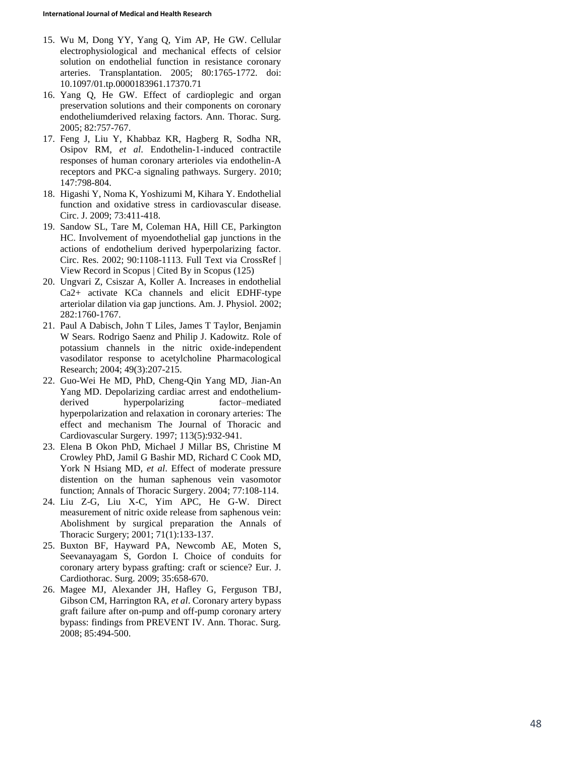15. Wu M, Dong YY, Yang Q, Yim AP, He GW. Cellular electrophysiological and mechanical effects of celsior solution on endothelial function in resistance coronary arteries. Transplantation. 2005; 80:1765-1772. doi: 10.1097/01.tp.0000183961.17370.71
16. Yang Q, He GW. Effect of cardioplegic and organ preservation solutions and their components on coronary endotheliumderived relaxing factors. Ann. Thorac. Surg. 2005; 82:757-767.
17. Feng J, Liu Y, Khabbaz KR, Hagberg R, Sodha NR, Osipov RM, *et al*. Endothelin-1-induced contractile responses of human coronary arterioles via endothelin-A receptors and PKC-a signaling pathways. Surgery. 2010; 147:798-804.
18. Higashi Y, Noma K, Yoshizumi M, Kihara Y. Endothelial function and oxidative stress in cardiovascular disease. Circ. J. 2009; 73:411-418.
19. Sandow SL, Tare M, Coleman HA, Hill CE, Parkington HC. Involvement of myoendothelial gap junctions in the actions of endothelium derived hyperpolarizing factor. Circ. Res. 2002; 90:1108-1113. Full Text via CrossRef | View Record in Scopus | Cited By in Scopus (125)
20. Ungvari Z, Csiszar A, Koller A. Increases in endothelial Ca2+ activate KCa channels and elicit EDHF-type arteriolar dilation via gap junctions. Am. J. Physiol. 2002; 282:1760-1767.
21. Paul A Dabisch, John T Liles, James T Taylor, Benjamin W Sears. Rodrigo Saenz and Philip J. Kadowitz. Role of potassium channels in the nitric oxide-independent vasodilator response to acetylcholine Pharmacological Research; 2004; 49(3):207-215.
22. Guo-Wei He MD, PhD, Cheng-Qin Yang MD, Jian-An Yang MD. Depolarizing cardiac arrest and endothelium-derived hyperpolarizing factor–mediated hyperpolarization and relaxation in coronary arteries: The effect and mechanism The Journal of Thoracic and Cardiovascular Surgery. 1997; 113(5):932-941.
23. Elena B Okon PhD, Michael J Millar BS, Christine M Crowley PhD, Jamil G Bashir MD, Richard C Cook MD, York N Hsiang MD, *et al*. Effect of moderate pressure distention on the human saphenous vein vasomotor function; Annals of Thoracic Surgery. 2004; 77:108-114.
24. Liu Z-G, Liu X-C, Yim APC, He G-W. Direct measurement of nitric oxide release from saphenous vein: Abolishment by surgical preparation the Annals of Thoracic Surgery; 2001; 71(1):133-137.
25. Buxton BF, Hayward PA, Newcomb AE, Moten S, Seevanayagam S, Gordon I. Choice of conduits for coronary artery bypass grafting: craft or science? Eur. J. Cardiothorac. Surg. 2009; 35:658-670.
26. Magee MJ, Alexander JH, Hafley G, Ferguson TBJ, Gibson CM, Harrington RA, *et al*. Coronary artery bypass graft failure after on-pump and off-pump coronary artery bypass: findings from PREVENT IV. Ann. Thorac. Surg. 2008; 85:494-500.